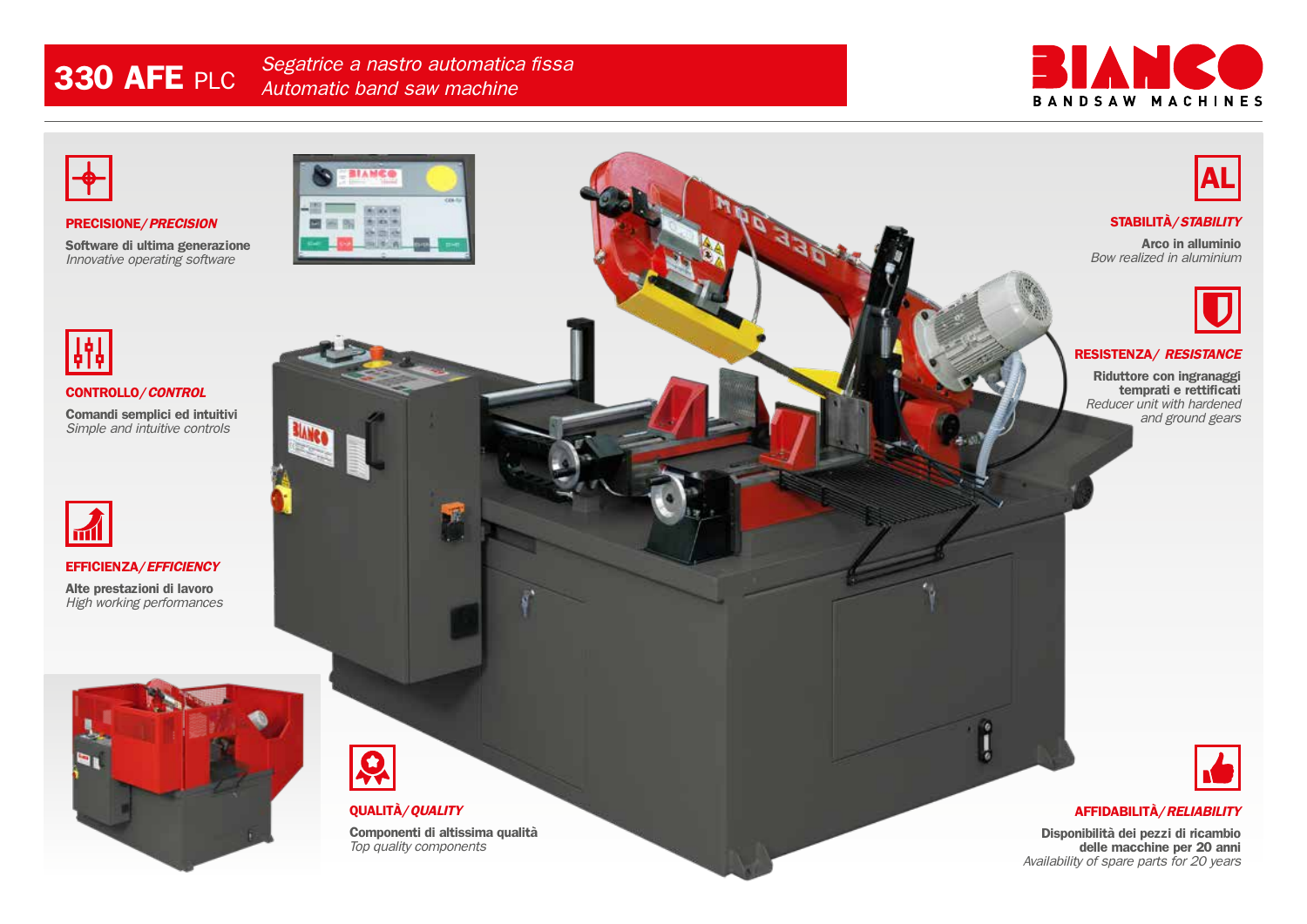# 330 AFE PLC

*Segatrice a nastro automatica fissa*
*Automatic band saw machine*

BIANCO
BANDSAW MACHINES

**PRECISIONE/ *PRECISION***

**Software di ultima generazione**
*Innovative operating software*

**CONTROLLO/ *CONTROL***

**Comandi semplici ed intuitivi**
*Simple and intuitive controls*

**EFFICIENZA/ *EFFICIENCY***

**Alte prestazioni di lavoro**
*High working performances*

**STABILITÀ/ *STABILITY***

**Arco in alluminio**
*Bow realized in aluminium*

**RESISTENZA/ *RESISTANCE***

**Riduttore con ingranaggi temprati e rettificati**
*Reducer unit with hardened and ground gears*

**QUALITÀ/ *QUALITY***

**Componenti di altissima qualità**
*Top quality components*

**AFFIDABILITÀ/ *RELIABILITY***

**Disponibilità dei pezzi di ricambio delle macchine per 20 anni**
*Availability of spare parts for 20 years*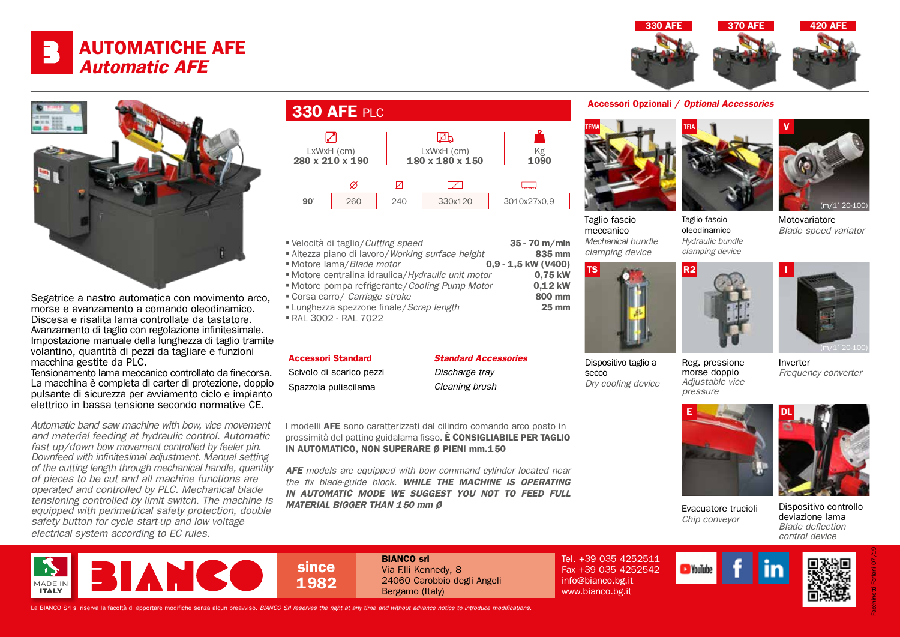# B AUTOMATICHE AFE
## *Automatic AFE*

330 AFE | 370 AFE | 420 AFE

Segatrice a nastro automatica con movimento arco, morse e avanzamento a comando oleodinamico. Discesa e risalita lama controllate da tastatore. Avanzamento di taglio con regolazione infinitesimale. Impostazione manuale della lunghezza di taglio tramite volantino, quantità di pezzi da tagliare e funzioni macchina gestite da PLC.
Tensionamento lama meccanico controllato da finecorsa. La macchina è completa di carter di protezione, doppio pulsante di sicurezza per avviamento ciclo e impianto elettrico in bassa tensione secondo normative CE.

*Automatic band saw machine with bow, vice movement and material feeding at hydraulic control. Automatic fast up/down bow movement controlled by feeler pin. Downfeed with infinitesimal adjustment. Manual setting of the cutting length through mechanical handle, quantity of pieces to be cut and all machine functions are operated and controlled by PLC. Mechanical blade tensioning controlled by limit switch. The machine is equipped with perimetrical safety protection, double safety button for cycle start-up and low voltage electrical system according to EC rules.*

## 330 AFE PLC

| LxWxH (cm) | LxWxH (cm) | Kg |
|---|---|---|
| **280 x 210 x 190** | **180 x 180 x 150** | **1090** |

| | Ø | ◻ | ▭ | Lama |
|---|---|---|---|---|
| **90°** | 260 | 240 | 330x120 | 3010x27x0,9 |

- Velocità di taglio/*Cutting speed* **35 - 70 m/min**
- Altezza piano di lavoro/*Working surface height* **835 mm**
- Motore lama/*Blade motor* **0,9 - 1,5 kW (V400)**
- Motore centralina idraulica/*Hydraulic unit motor* **0,75 kW**
- Motore pompa refrigerante/*Cooling Pump Motor* **0,12 kW**
- Corsa carro/ *Carriage stroke* **800 mm**
- Lunghezza spezzone finale/*Scrap length* **25 mm**
- RAL 3002 - RAL 7022

| **Accessori Standard** | ***Standard Accessories*** |
|---|---|
| Scivolo di scarico pezzi | *Discharge tray* |
| Spazzola puliscilama | *Cleaning brush* |

I modelli **AFE** sono caratterizzati dal cilindro comando arco posto in prossimità del pattino guidalama fisso. **È CONSIGLIABILE PER TAGLIO IN AUTOMATICO, NON SUPERARE Ø PIENI mm.150**

***AFE** models are equipped with bow command cylinder located near the fix blade-guide block.* ***WHILE THE MACHINE IS OPERATING IN AUTOMATIC MODE WE SUGGEST YOU NOT TO FEED FULL MATERIAL BIGGER THAN 150 mm Ø***

### Accessori Opzionali / *Optional Accessories*

- **TFMA** – Taglio fascio meccanico / *Mechanical bundle clamping device*
- **TFIA** – Taglio fascio oleodinamico / *Hydraulic bundle clamping device*
- **V** – Motovariatore / *Blade speed variator* (m/1' 20-100)
- **TS** – Dispositivo taglio a secco / *Dry cooling device*
- **R2** – Reg. pressione morse doppio / *Adjustable vice pressure*
- **I** – Inverter / *Frequency converter* (m/1' 20-100)
- **E** – Evacuatore trucioli / *Chip conveyor*
- **DL** – Dispositivo controllo deviazione lama / *Blade deflection control device*

MADE IN ITALY — BIANCO since 1982

**BIANCO srl**
Via F.lli Kennedy, 8
24060 Carobbio degli Angeli
Bergamo (Italy)

Tel. +39 035 4252511
Fax +39 035 4252542
info@bianco.bg.it
www.bianco.bg.it

La BIANCO Srl si riserva la facoltà di apportare modifiche senza alcun preavviso. *BIANCO Srl reserves the right at any time and without advance notice to introduce modifications.*